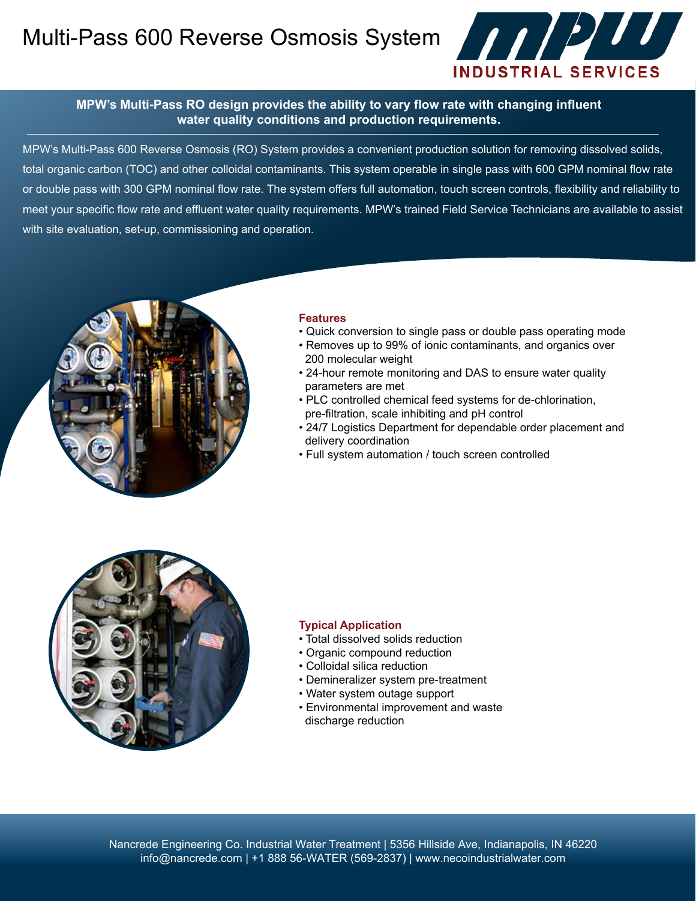# Multi-Pass 600 Reverse Osmosis System

MPW INDUSTRIAL SERVICES

**MPW's Multi-Pass RO design provides the ability to vary flow rate with changing influent water quality conditions and production requirements.**

MPW's Multi-Pass 600 Reverse Osmosis (RO) System provides a convenient production solution for removing dissolved solids, total organic carbon (TOC) and other colloidal contaminants. This system operable in single pass with 600 GPM nominal flow rate or double pass with 300 GPM nominal flow rate. The system offers full automation, touch screen controls, flexibility and reliability to meet your specific flow rate and effluent water quality requirements. MPW's trained Field Service Technicians are available to assist with site evaluation, set-up, commissioning and operation.

### Features

- Quick conversion to single pass or double pass operating mode
- Removes up to 99% of ionic contaminants, and organics over 200 molecular weight
- 24-hour remote monitoring and DAS to ensure water quality parameters are met
- PLC controlled chemical feed systems for de-chlorination, pre-filtration, scale inhibiting and pH control
- 24/7 Logistics Department for dependable order placement and delivery coordination
- Full system automation / touch screen controlled

### Typical Application

- Total dissolved solids reduction
- Organic compound reduction
- Colloidal silica reduction
- Demineralizer system pre-treatment
- Water system outage support
- Environmental improvement and waste discharge reduction

Nancrede Engineering Co. Industrial Water Treatment | 5356 Hillside Ave, Indianapolis, IN 46220
info@nancrede.com | +1 888 56-WATER (569-2837) | www.necoindustrialwater.com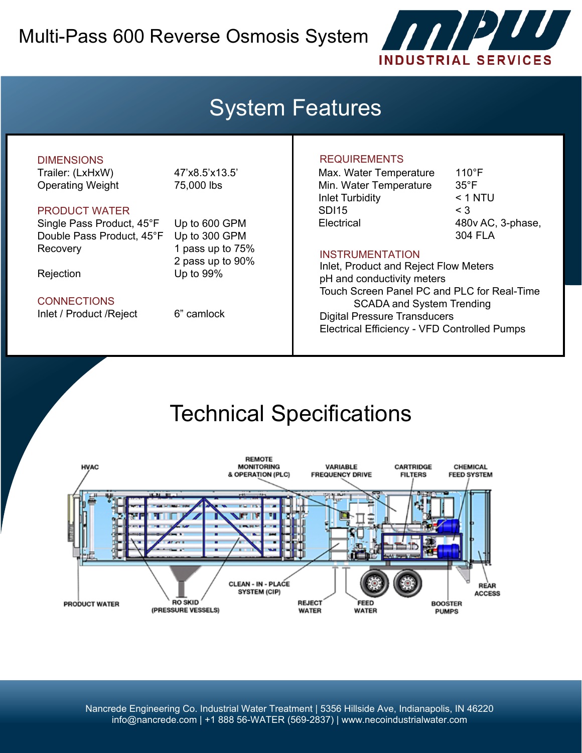# Multi-Pass 600 Reverse Osmosis System

MPW INDUSTRIAL SERVICES

## System Features

### DIMENSIONS

| | |
|---|---|
| Trailer: (LxHxW) | 47'x8.5'x13.5' |
| Operating Weight | 75,000 lbs |

### PRODUCT WATER

| | |
|---|---|
| Single Pass Product, 45°F | Up to 600 GPM |
| Double Pass Product, 45°F | Up to 300 GPM |
| Recovery | 1 pass up to 75%<br>2 pass up to 90% |
| Rejection | Up to 99% |

### CONNECTIONS

| | |
|---|---|
| Inlet / Product /Reject | 6" camlock |

### REQUIREMENTS

| | |
|---|---|
| Max. Water Temperature | 110°F |
| Min. Water Temperature | 35°F |
| Inlet Turbidity | < 1 NTU |
| SDI15 | < 3 |
| Electrical | 480v AC, 3-phase, 304 FLA |

### INSTRUMENTATION

Inlet, Product and Reject Flow Meters
pH and conductivity meters
Touch Screen Panel PC and PLC for Real-Time SCADA and System Trending
Digital Pressure Transducers
Electrical Efficiency - VFD Controlled Pumps

## Technical Specifications

HVAC
REMOTE MONITORING & OPERATION (PLC)
VARIABLE FREQUENCY DRIVE
CARTRIDGE FILTERS
CHEMICAL FEED SYSTEM
PRODUCT WATER
RO SKID (PRESSURE VESSELS)
CLEAN - IN - PLACE SYSTEM (CIP)
REJECT WATER
FEED WATER
BOOSTER PUMPS
REAR ACCESS

Nancrede Engineering Co. Industrial Water Treatment | 5356 Hillside Ave, Indianapolis, IN 46220
info@nancrede.com | +1 888 56-WATER (569-2837) | www.necoindustrialwater.com